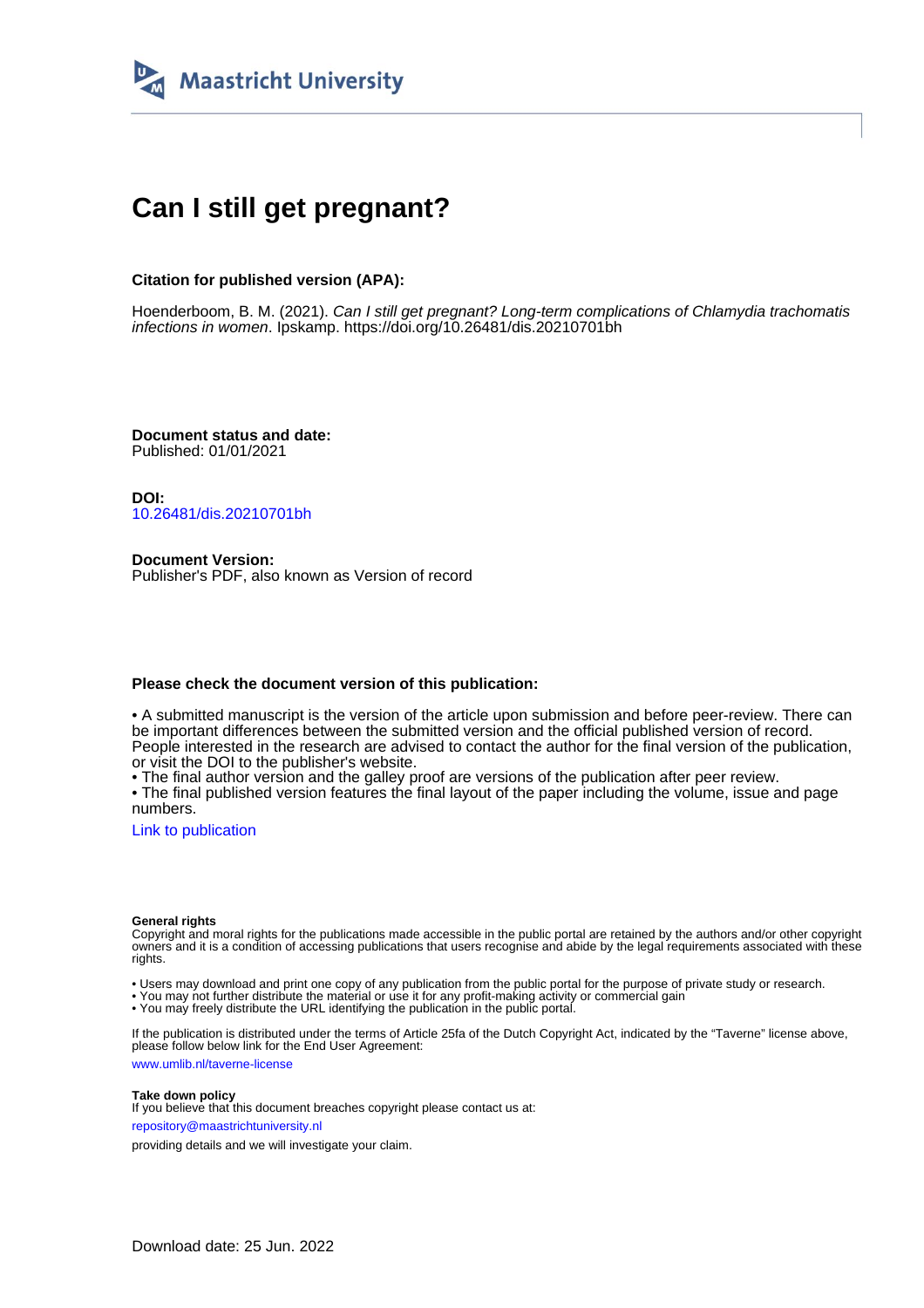Maastricht University

# Can I still get pregnant?

**Citation for published version (APA):**

Hoenderboom, B. M. (2021). *Can I still get pregnant? Long-term complications of Chlamydia trachomatis infections in women*. Ipskamp. https://doi.org/10.26481/dis.20210701bh

**Document status and date:**
Published: 01/01/2021

**DOI:**
10.26481/dis.20210701bh

**Document Version:**
Publisher's PDF, also known as Version of record

**Please check the document version of this publication:**

• A submitted manuscript is the version of the article upon submission and before peer-review. There can be important differences between the submitted version and the official published version of record. People interested in the research are advised to contact the author for the final version of the publication, or visit the DOI to the publisher's website.
• The final author version and the galley proof are versions of the publication after peer review.
• The final published version features the final layout of the paper including the volume, issue and page numbers.

Link to publication

**General rights**
Copyright and moral rights for the publications made accessible in the public portal are retained by the authors and/or other copyright owners and it is a condition of accessing publications that users recognise and abide by the legal requirements associated with these rights.

• Users may download and print one copy of any publication from the public portal for the purpose of private study or research.
• You may not further distribute the material or use it for any profit-making activity or commercial gain
• You may freely distribute the URL identifying the publication in the public portal.

If the publication is distributed under the terms of Article 25fa of the Dutch Copyright Act, indicated by the "Taverne" license above, please follow below link for the End User Agreement:

www.umlib.nl/taverne-license

**Take down policy**
If you believe that this document breaches copyright please contact us at:

repository@maastrichtuniversity.nl

providing details and we will investigate your claim.

Download date: 25 Jun. 2022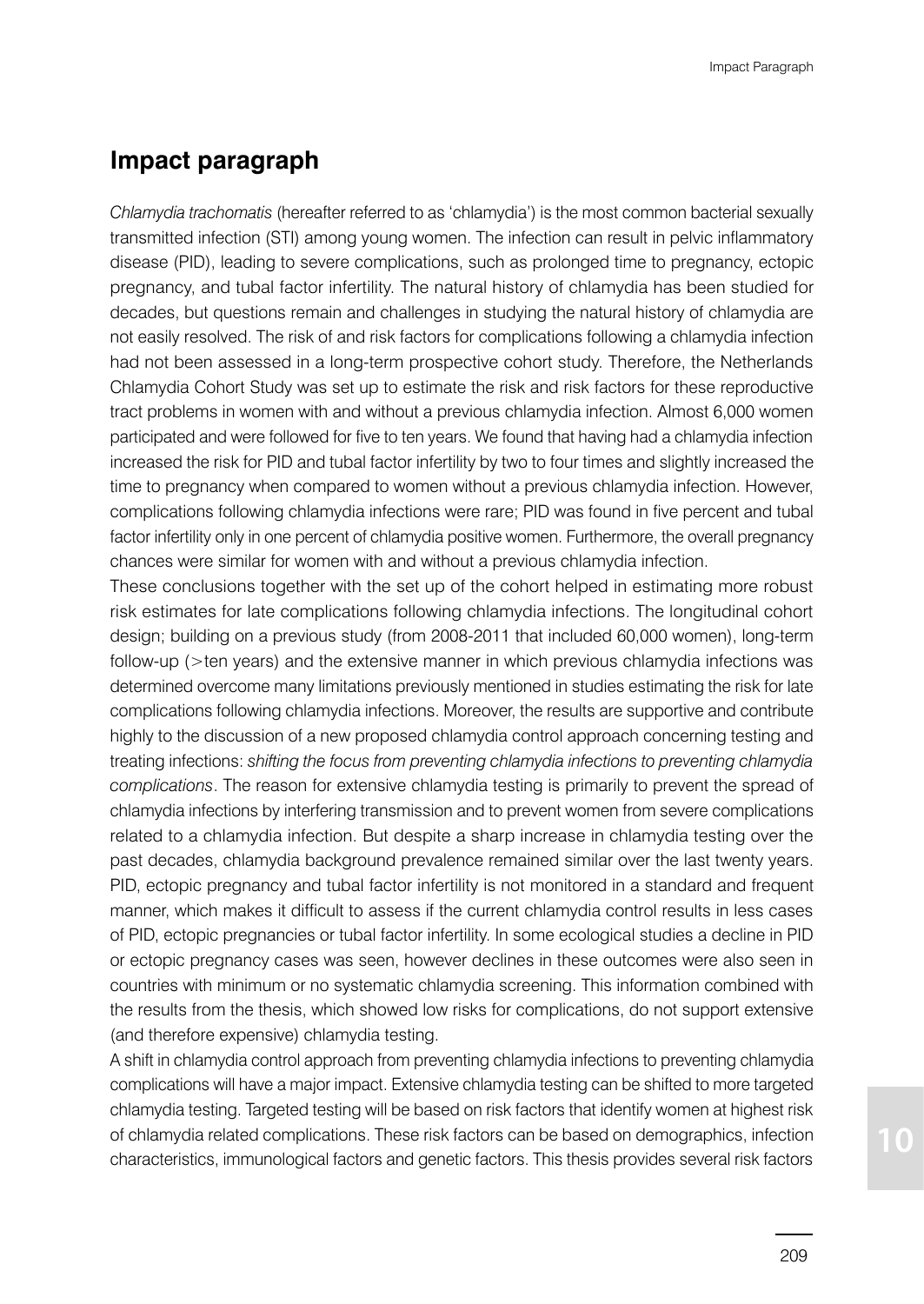## Impact paragraph

*Chlamydia trachomatis* (hereafter referred to as 'chlamydia') is the most common bacterial sexually transmitted infection (STI) among young women. The infection can result in pelvic inflammatory disease (PID), leading to severe complications, such as prolonged time to pregnancy, ectopic pregnancy, and tubal factor infertility. The natural history of chlamydia has been studied for decades, but questions remain and challenges in studying the natural history of chlamydia are not easily resolved. The risk of and risk factors for complications following a chlamydia infection had not been assessed in a long-term prospective cohort study. Therefore, the Netherlands Chlamydia Cohort Study was set up to estimate the risk and risk factors for these reproductive tract problems in women with and without a previous chlamydia infection. Almost 6,000 women participated and were followed for five to ten years. We found that having had a chlamydia infection increased the risk for PID and tubal factor infertility by two to four times and slightly increased the time to pregnancy when compared to women without a previous chlamydia infection. However, complications following chlamydia infections were rare; PID was found in five percent and tubal factor infertility only in one percent of chlamydia positive women. Furthermore, the overall pregnancy chances were similar for women with and without a previous chlamydia infection.

These conclusions together with the set up of the cohort helped in estimating more robust risk estimates for late complications following chlamydia infections. The longitudinal cohort design; building on a previous study (from 2008-2011 that included 60,000 women), long-term follow-up (>ten years) and the extensive manner in which previous chlamydia infections was determined overcome many limitations previously mentioned in studies estimating the risk for late complications following chlamydia infections. Moreover, the results are supportive and contribute highly to the discussion of a new proposed chlamydia control approach concerning testing and treating infections: *shifting the focus from preventing chlamydia infections to preventing chlamydia complications*. The reason for extensive chlamydia testing is primarily to prevent the spread of chlamydia infections by interfering transmission and to prevent women from severe complications related to a chlamydia infection. But despite a sharp increase in chlamydia testing over the past decades, chlamydia background prevalence remained similar over the last twenty years. PID, ectopic pregnancy and tubal factor infertility is not monitored in a standard and frequent manner, which makes it difficult to assess if the current chlamydia control results in less cases of PID, ectopic pregnancies or tubal factor infertility. In some ecological studies a decline in PID or ectopic pregnancy cases was seen, however declines in these outcomes were also seen in countries with minimum or no systematic chlamydia screening. This information combined with the results from the thesis, which showed low risks for complications, do not support extensive (and therefore expensive) chlamydia testing.

A shift in chlamydia control approach from preventing chlamydia infections to preventing chlamydia complications will have a major impact. Extensive chlamydia testing can be shifted to more targeted chlamydia testing. Targeted testing will be based on risk factors that identify women at highest risk of chlamydia related complications. These risk factors can be based on demographics, infection characteristics, immunological factors and genetic factors. This thesis provides several risk factors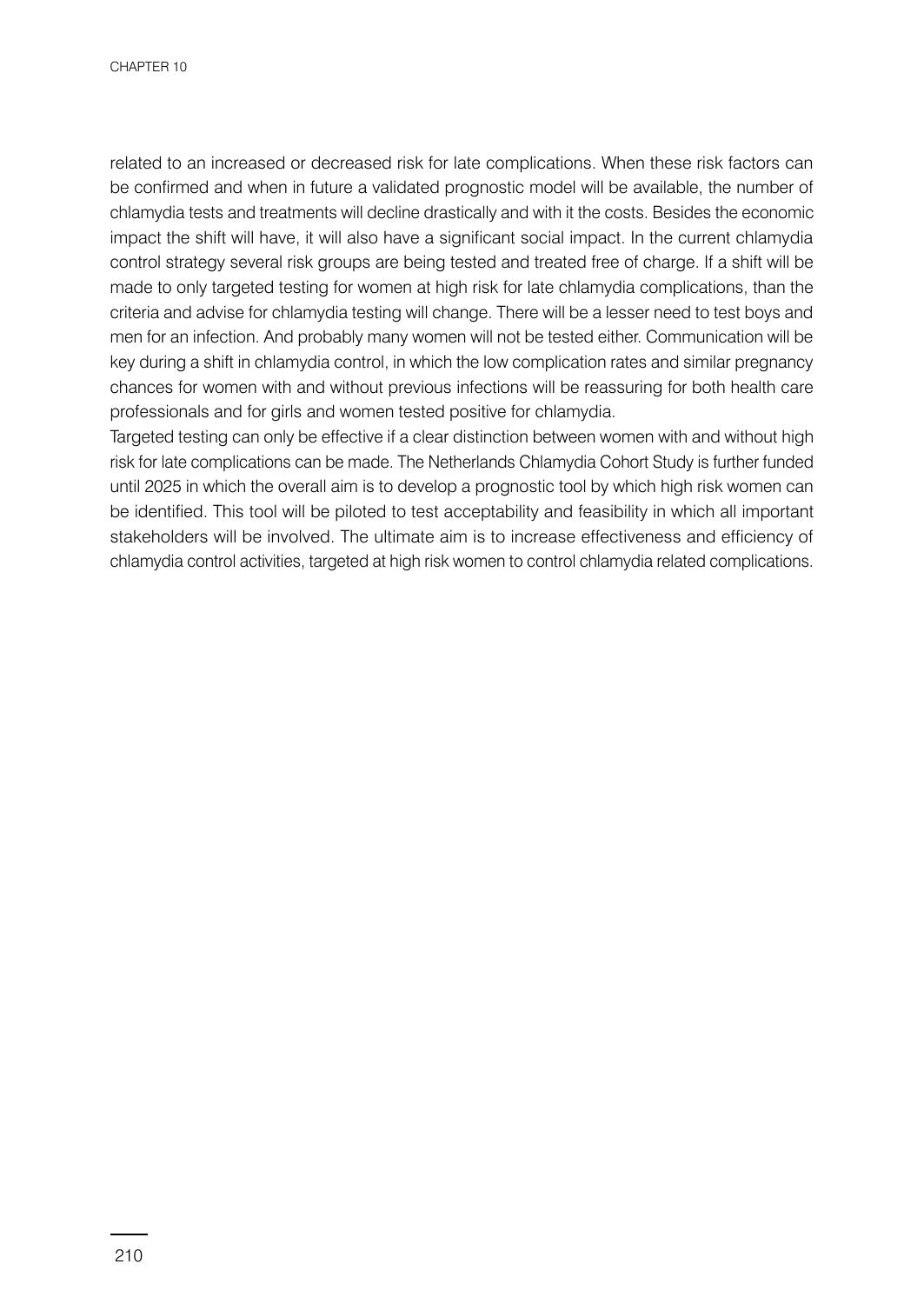related to an increased or decreased risk for late complications. When these risk factors can be confirmed and when in future a validated prognostic model will be available, the number of chlamydia tests and treatments will decline drastically and with it the costs. Besides the economic impact the shift will have, it will also have a significant social impact. In the current chlamydia control strategy several risk groups are being tested and treated free of charge. If a shift will be made to only targeted testing for women at high risk for late chlamydia complications, than the criteria and advise for chlamydia testing will change. There will be a lesser need to test boys and men for an infection. And probably many women will not be tested either. Communication will be key during a shift in chlamydia control, in which the low complication rates and similar pregnancy chances for women with and without previous infections will be reassuring for both health care professionals and for girls and women tested positive for chlamydia.

Targeted testing can only be effective if a clear distinction between women with and without high risk for late complications can be made. The Netherlands Chlamydia Cohort Study is further funded until 2025 in which the overall aim is to develop a prognostic tool by which high risk women can be identified. This tool will be piloted to test acceptability and feasibility in which all important stakeholders will be involved. The ultimate aim is to increase effectiveness and efficiency of chlamydia control activities, targeted at high risk women to control chlamydia related complications.